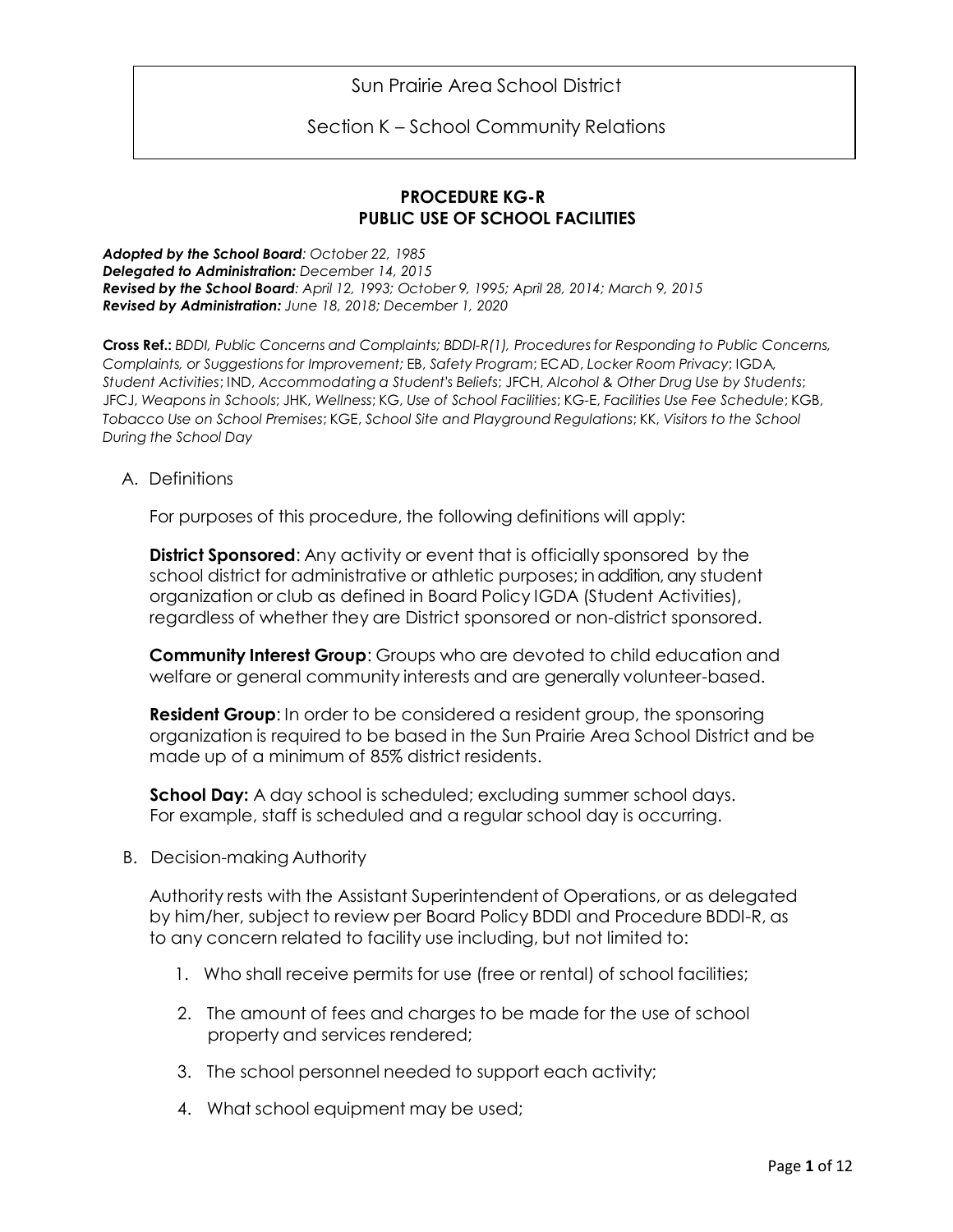Sun Prairie Area School District

Section K – School Community Relations

# PROCEDURE KG-R
# PUBLIC USE OF SCHOOL FACILITIES

***Adopted by the School Board**: October 22, 1985*
***Delegated to Administration:** December 14, 2015*
***Revised by the School Board**: April 12, 1993; October 9, 1995; April 28, 2014; March 9, 2015*
***Revised by Administration:** June 18, 2018; December 1, 2020*

**Cross Ref.:** *BDDI, Public Concerns and Complaints; BDDI-R(1), Procedures for Responding to Public Concerns, Complaints, or Suggestions for Improvement;* EB, *Safety Program*; ECAD, *Locker Room Privacy*; IGDA, *Student Activities*; IND, *Accommodating a Student's Beliefs*; JFCH, *Alcohol & Other Drug Use by Students*; JFCJ, *Weapons in Schools*; JHK, *Wellness*; KG, *Use of School Facilities*; KG-E, *Facilities Use Fee Schedule*; KGB, *Tobacco Use on School Premises*; KGE, *School Site and Playground Regulations*; KK, *Visitors to the School During the School Day*

A. Definitions

For purposes of this procedure, the following definitions will apply:

**District Sponsored**: Any activity or event that is officially sponsored by the school district for administrative or athletic purposes; in addition, any student organization or club as defined in Board Policy IGDA (Student Activities), regardless of whether they are District sponsored or non-district sponsored.

**Community Interest Group**: Groups who are devoted to child education and welfare or general community interests and are generally volunteer-based.

**Resident Group**: In order to be considered a resident group, the sponsoring organization is required to be based in the Sun Prairie Area School District and be made up of a minimum of 85% district residents.

**School Day:** A day school is scheduled; excluding summer school days. For example, staff is scheduled and a regular school day is occurring.

B. Decision-making Authority

Authority rests with the Assistant Superintendent of Operations, or as delegated by him/her, subject to review per Board Policy BDDI and Procedure BDDI-R, as to any concern related to facility use including, but not limited to:

1. Who shall receive permits for use (free or rental) of school facilities;
2. The amount of fees and charges to be made for the use of school property and services rendered;
3. The school personnel needed to support each activity;
4. What school equipment may be used;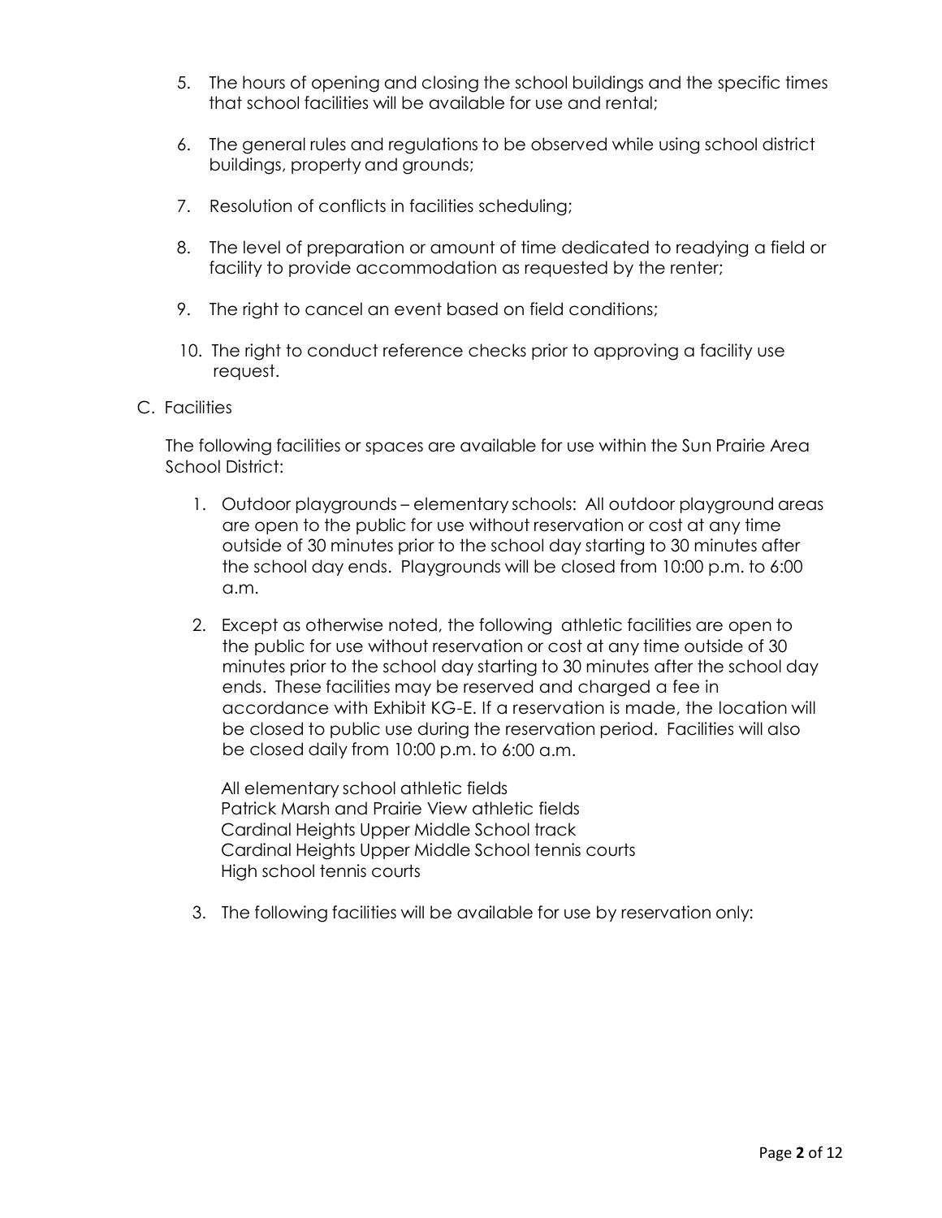5. The hours of opening and closing the school buildings and the specific times that school facilities will be available for use and rental;

6. The general rules and regulations to be observed while using school district buildings, property and grounds;

7. Resolution of conflicts in facilities scheduling;

8. The level of preparation or amount of time dedicated to readying a field or facility to provide accommodation as requested by the renter;

9. The right to cancel an event based on field conditions;

10. The right to conduct reference checks prior to approving a facility use request.

C. Facilities

The following facilities or spaces are available for use within the Sun Prairie Area School District:

1. Outdoor playgrounds – elementary schools: All outdoor playground areas are open to the public for use without reservation or cost at any time outside of 30 minutes prior to the school day starting to 30 minutes after the school day ends. Playgrounds will be closed from 10:00 p.m. to 6:00 a.m.

2. Except as otherwise noted, the following athletic facilities are open to the public for use without reservation or cost at any time outside of 30 minutes prior to the school day starting to 30 minutes after the school day ends. These facilities may be reserved and charged a fee in accordance with Exhibit KG-E. If a reservation is made, the location will be closed to public use during the reservation period. Facilities will also be closed daily from 10:00 p.m. to 6:00 a.m.

   All elementary school athletic fields
   Patrick Marsh and Prairie View athletic fields
   Cardinal Heights Upper Middle School track
   Cardinal Heights Upper Middle School tennis courts
   High school tennis courts

3. The following facilities will be available for use by reservation only: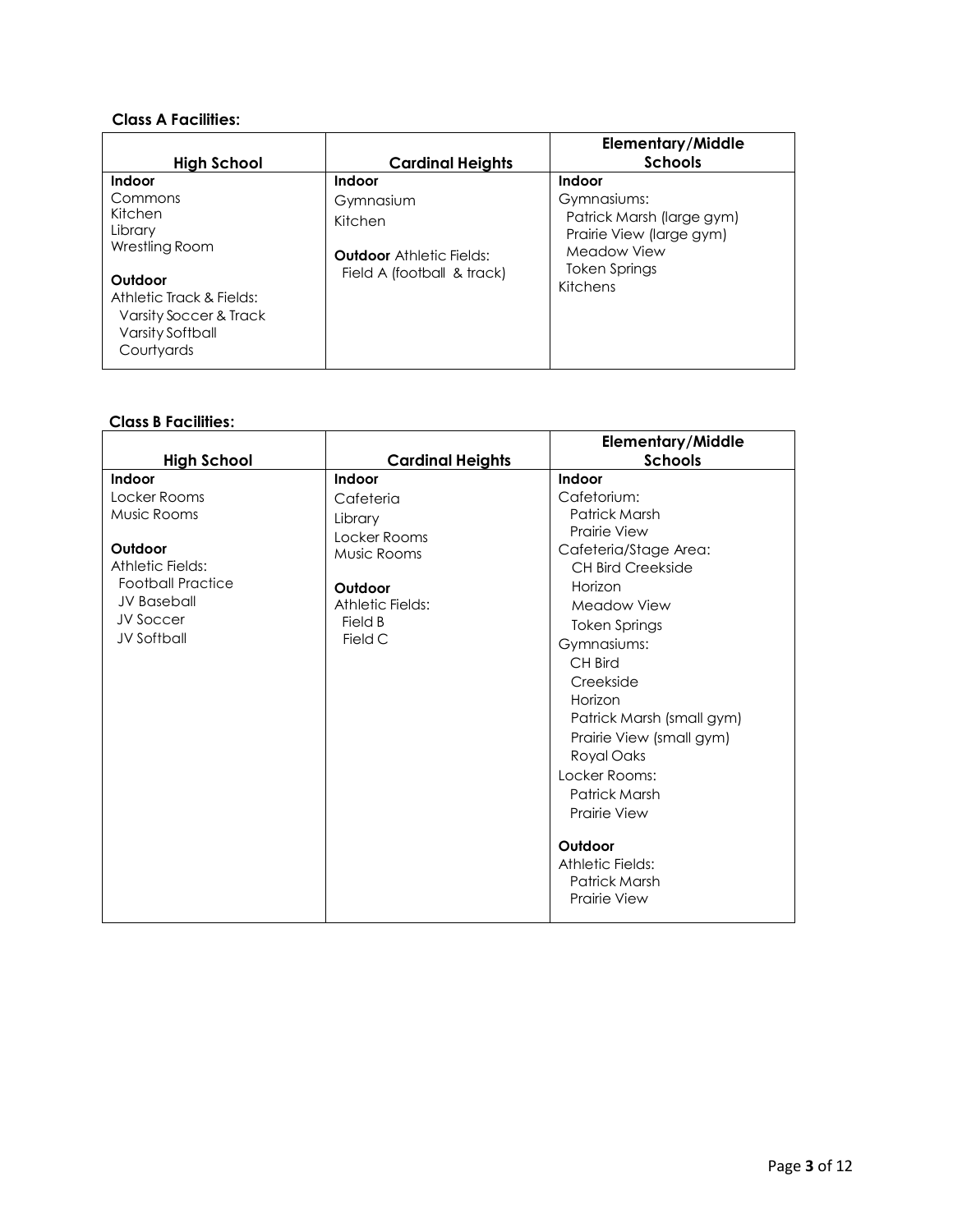**Class A Facilities:**

| High School | Cardinal Heights | Elementary/Middle Schools |
|---|---|---|
| **Indoor**<br>Commons<br>Kitchen<br>Library<br>Wrestling Room<br><br>**Outdoor**<br>Athletic Track & Fields:<br>Varsity Soccer & Track<br>Varsity Softball<br>Courtyards | **Indoor**<br>Gymnasium<br>Kitchen<br><br>**Outdoor** Athletic Fields:<br>Field A (football & track) | **Indoor**<br>Gymnasiums:<br>Patrick Marsh (large gym)<br>Prairie View (large gym)<br>Meadow View<br>Token Springs<br>Kitchens |

**Class B Facilities:**

| High School | Cardinal Heights | Elementary/Middle Schools |
|---|---|---|
| **Indoor**<br>Locker Rooms<br>Music Rooms<br><br>**Outdoor**<br>Athletic Fields:<br>Football Practice<br>JV Baseball<br>JV Soccer<br>JV Softball | **Indoor**<br>Cafeteria<br>Library<br>Locker Rooms<br>Music Rooms<br><br>**Outdoor**<br>Athletic Fields:<br>Field B<br>Field C | **Indoor**<br>Cafetorium:<br>Patrick Marsh<br>Prairie View<br>Cafeteria/Stage Area:<br>CH Bird Creekside<br>Horizon<br>Meadow View<br>Token Springs<br>Gymnasiums:<br>CH Bird<br>Creekside<br>Horizon<br>Patrick Marsh (small gym)<br>Prairie View (small gym)<br>Royal Oaks<br>Locker Rooms:<br>Patrick Marsh<br>Prairie View<br><br>**Outdoor**<br>Athletic Fields:<br>Patrick Marsh<br>Prairie View |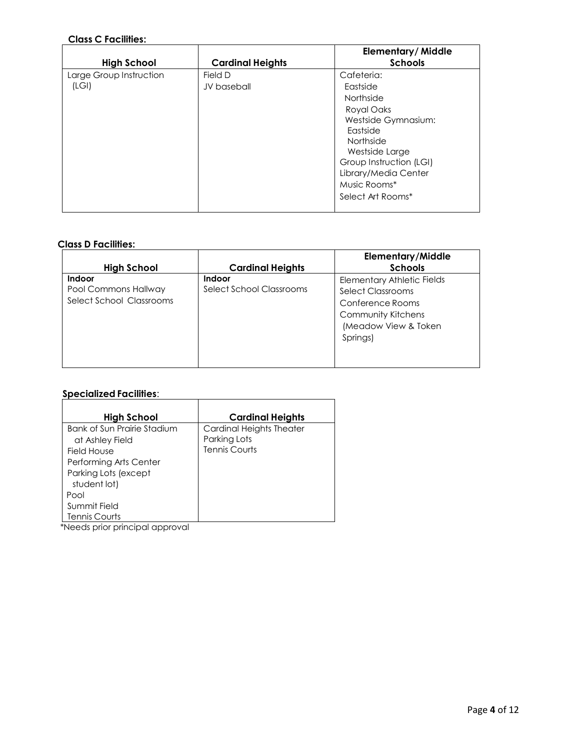**Class C Facilities:**

| High School | Cardinal Heights | Elementary/ Middle Schools |
|---|---|---|
| Large Group Instruction (LGI) | Field D<br>JV baseball | Cafeteria:<br>Eastside<br>Northside<br>Royal Oaks<br>Westside Gymnasium:<br>Eastside<br>Northside<br>Westside Large<br>Group Instruction (LGI)<br>Library/Media Center<br>Music Rooms*<br>Select Art Rooms* |

**Class D Facilities:**

| High School | Cardinal Heights | Elementary/Middle Schools |
|---|---|---|
| **Indoor**<br>Pool Commons Hallway<br>Select School Classrooms | **Indoor**<br>Select School Classrooms | Elementary Athletic Fields<br>Select Classrooms<br>Conference Rooms<br>Community Kitchens<br>(Meadow View & Token Springs) |

**Specialized Facilities**:

| High School | Cardinal Heights |
|---|---|
| Bank of Sun Prairie Stadium at Ashley Field<br>Field House<br>Performing Arts Center<br>Parking Lots (except student lot)<br>Pool<br>Summit Field<br>Tennis Courts | Cardinal Heights Theater<br>Parking Lots<br>Tennis Courts |

*Needs prior principal approval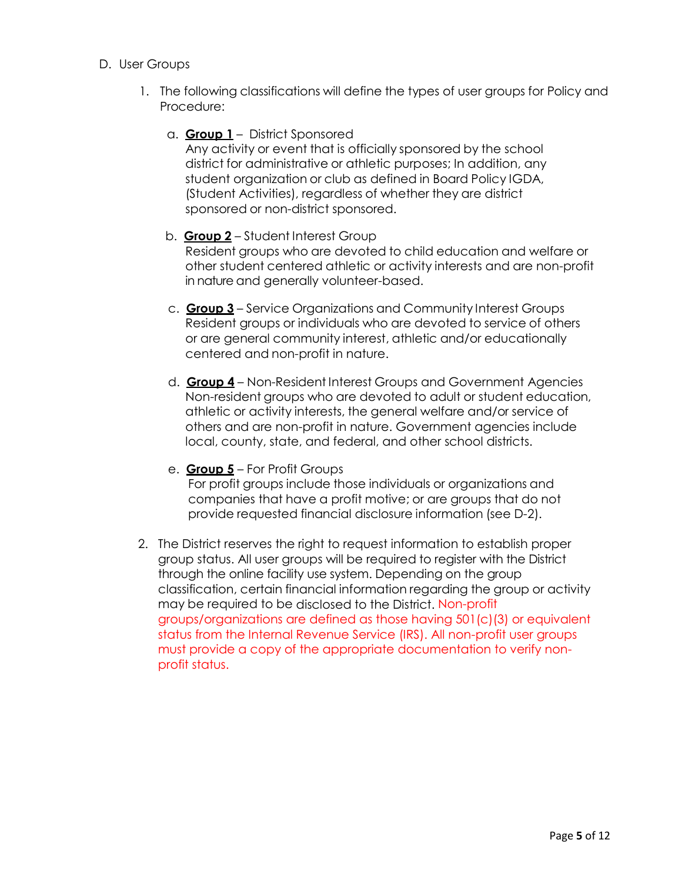D. User Groups

1. The following classifications will define the types of user groups for Policy and Procedure:

   a. **Group 1** – District Sponsored
      Any activity or event that is officially sponsored by the school district for administrative or athletic purposes; In addition, any student organization or club as defined in Board Policy IGDA, (Student Activities), regardless of whether they are district sponsored or non-district sponsored.

   b. **Group 2** – Student Interest Group
      Resident groups who are devoted to child education and welfare or other student centered athletic or activity interests and are non-profit in nature and generally volunteer-based.

   c. **Group 3** – Service Organizations and Community Interest Groups
      Resident groups or individuals who are devoted to service of others or are general community interest, athletic and/or educationally centered and non-profit in nature.

   d. **Group 4** – Non-Resident Interest Groups and Government Agencies
      Non-resident groups who are devoted to adult or student education, athletic or activity interests, the general welfare and/or service of others and are non-profit in nature. Government agencies include local, county, state, and federal, and other school districts.

   e. **Group 5** – For Profit Groups
      For profit groups include those individuals or organizations and companies that have a profit motive; or are groups that do not provide requested financial disclosure information (see D-2).

2. The District reserves the right to request information to establish proper group status. All user groups will be required to register with the District through the online facility use system. Depending on the group classification, certain financial information regarding the group or activity may be required to be disclosed to the District. Non-profit groups/organizations are defined as those having 501(c)(3) or equivalent status from the Internal Revenue Service (IRS). All non-profit user groups must provide a copy of the appropriate documentation to verify non-profit status.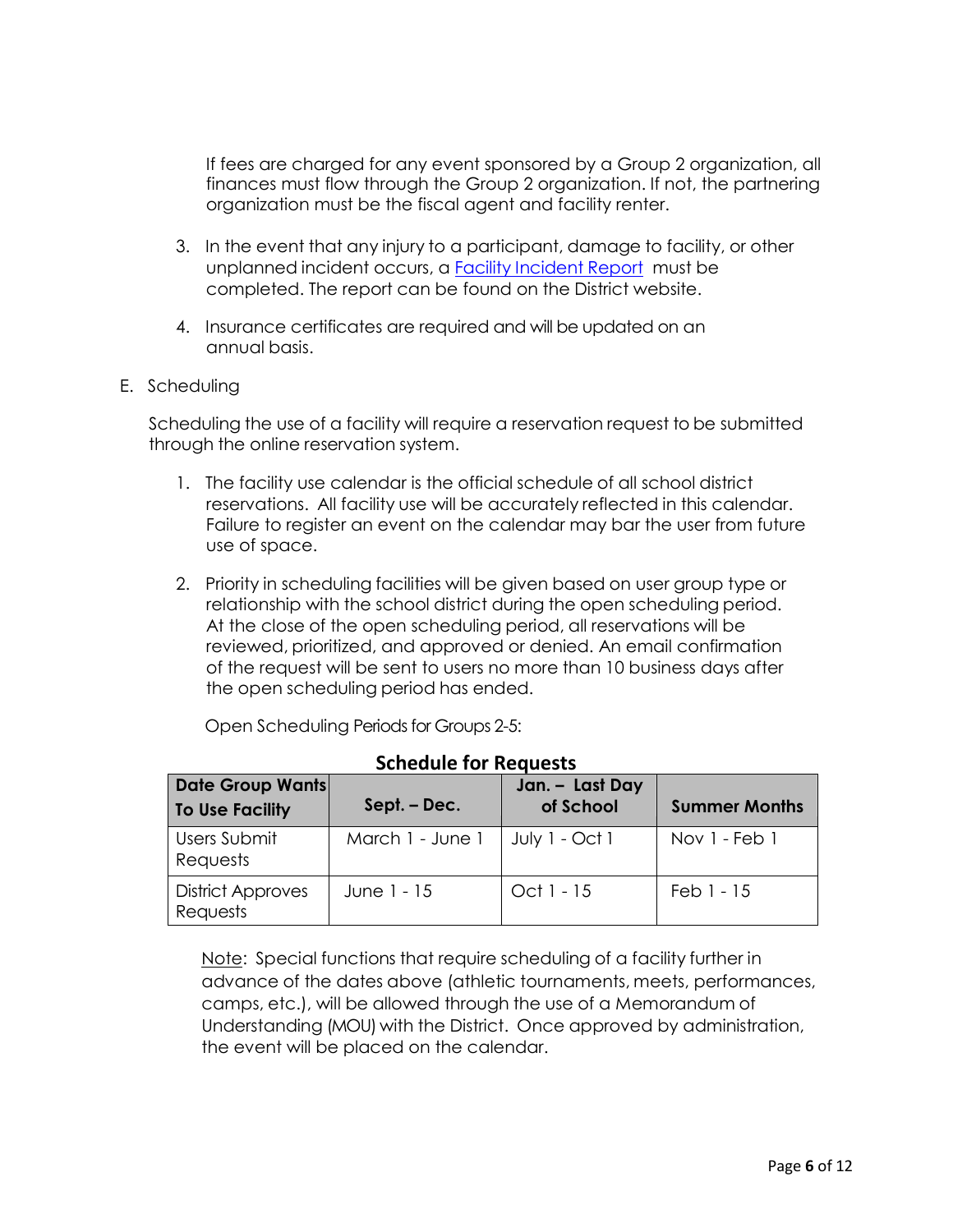If fees are charged for any event sponsored by a Group 2 organization, all finances must flow through the Group 2 organization. If not, the partnering organization must be the fiscal agent and facility renter.

3. In the event that any injury to a participant, damage to facility, or other unplanned incident occurs, a Facility Incident Report must be completed. The report can be found on the District website.

4. Insurance certificates are required and will be updated on an annual basis.

E. Scheduling

Scheduling the use of a facility will require a reservation request to be submitted through the online reservation system.

1. The facility use calendar is the official schedule of all school district reservations. All facility use will be accurately reflected in this calendar. Failure to register an event on the calendar may bar the user from future use of space.

2. Priority in scheduling facilities will be given based on user group type or relationship with the school district during the open scheduling period. At the close of the open scheduling period, all reservations will be reviewed, prioritized, and approved or denied. An email confirmation of the request will be sent to users no more than 10 business days after the open scheduling period has ended.

Open Scheduling Periods for Groups 2-5:

**Schedule for Requests**

| Date Group Wants To Use Facility | Sept. – Dec. | Jan. – Last Day of School | Summer Months |
|---|---|---|---|
| Users Submit Requests | March 1 - June 1 | July 1 - Oct 1 | Nov 1 - Feb 1 |
| District Approves Requests | June 1 - 15 | Oct 1 - 15 | Feb 1 - 15 |

Note: Special functions that require scheduling of a facility further in advance of the dates above (athletic tournaments, meets, performances, camps, etc.), will be allowed through the use of a Memorandum of Understanding (MOU) with the District. Once approved by administration, the event will be placed on the calendar.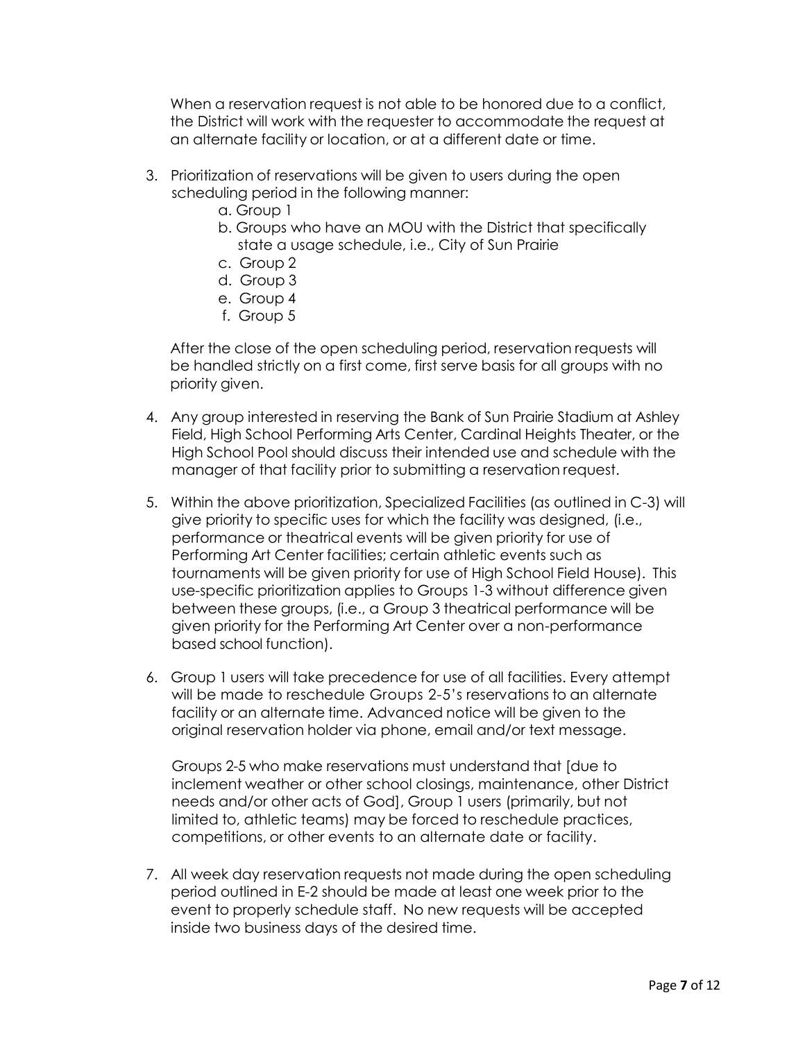When a reservation request is not able to be honored due to a conflict, the District will work with the requester to accommodate the request at an alternate facility or location, or at a different date or time.

3. Prioritization of reservations will be given to users during the open scheduling period in the following manner:
    a. Group 1
    b. Groups who have an MOU with the District that specifically state a usage schedule, i.e., City of Sun Prairie
    c. Group 2
    d. Group 3
    e. Group 4
    f. Group 5

    After the close of the open scheduling period, reservation requests will be handled strictly on a first come, first serve basis for all groups with no priority given.

4. Any group interested in reserving the Bank of Sun Prairie Stadium at Ashley Field, High School Performing Arts Center, Cardinal Heights Theater, or the High School Pool should discuss their intended use and schedule with the manager of that facility prior to submitting a reservation request.

5. Within the above prioritization, Specialized Facilities (as outlined in C-3) will give priority to specific uses for which the facility was designed, (i.e., performance or theatrical events will be given priority for use of Performing Art Center facilities; certain athletic events such as tournaments will be given priority for use of High School Field House). This use-specific prioritization applies to Groups 1-3 without difference given between these groups, (i.e., a Group 3 theatrical performance will be given priority for the Performing Art Center over a non-performance based school function).

6. Group 1 users will take precedence for use of all facilities. Every attempt will be made to reschedule Groups 2-5's reservations to an alternate facility or an alternate time. Advanced notice will be given to the original reservation holder via phone, email and/or text message.

    Groups 2-5 who make reservations must understand that [due to inclement weather or other school closings, maintenance, other District needs and/or other acts of God], Group 1 users (primarily, but not limited to, athletic teams) may be forced to reschedule practices, competitions, or other events to an alternate date or facility.

7. All week day reservation requests not made during the open scheduling period outlined in E-2 should be made at least one week prior to the event to properly schedule staff. No new requests will be accepted inside two business days of the desired time.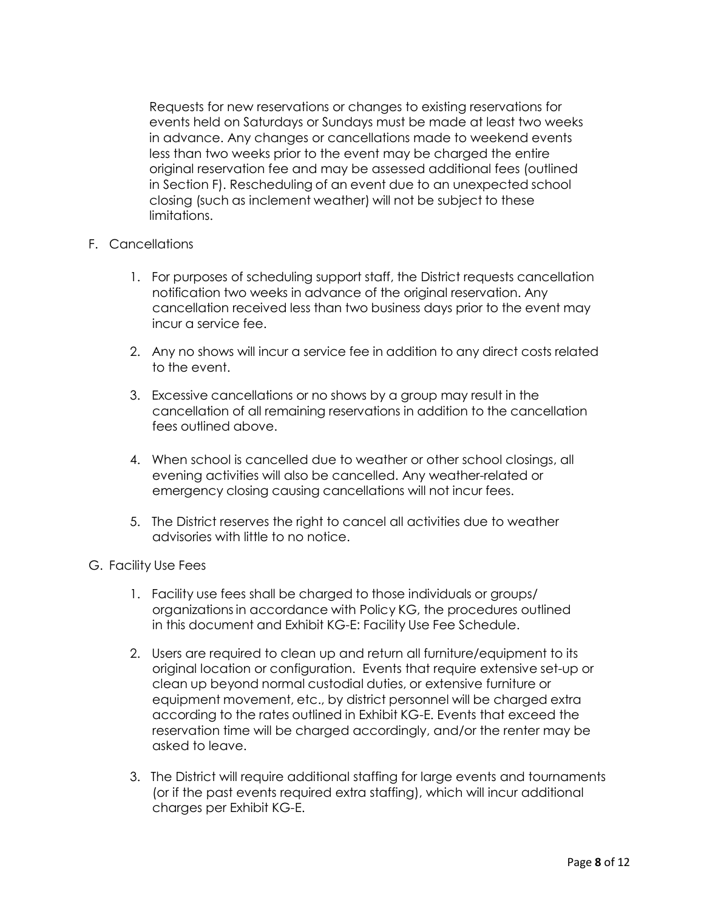Requests for new reservations or changes to existing reservations for events held on Saturdays or Sundays must be made at least two weeks in advance. Any changes or cancellations made to weekend events less than two weeks prior to the event may be charged the entire original reservation fee and may be assessed additional fees (outlined in Section F). Rescheduling of an event due to an unexpected school closing (such as inclement weather) will not be subject to these limitations.

F. Cancellations

1. For purposes of scheduling support staff, the District requests cancellation notification two weeks in advance of the original reservation. Any cancellation received less than two business days prior to the event may incur a service fee.

2. Any no shows will incur a service fee in addition to any direct costs related to the event.

3. Excessive cancellations or no shows by a group may result in the cancellation of all remaining reservations in addition to the cancellation fees outlined above.

4. When school is cancelled due to weather or other school closings, all evening activities will also be cancelled. Any weather-related or emergency closing causing cancellations will not incur fees.

5. The District reserves the right to cancel all activities due to weather advisories with little to no notice.

G. Facility Use Fees

1. Facility use fees shall be charged to those individuals or groups/ organizations in accordance with Policy KG, the procedures outlined in this document and Exhibit KG-E: Facility Use Fee Schedule.

2. Users are required to clean up and return all furniture/equipment to its original location or configuration. Events that require extensive set-up or clean up beyond normal custodial duties, or extensive furniture or equipment movement, etc., by district personnel will be charged extra according to the rates outlined in Exhibit KG-E. Events that exceed the reservation time will be charged accordingly, and/or the renter may be asked to leave.

3. The District will require additional staffing for large events and tournaments (or if the past events required extra staffing), which will incur additional charges per Exhibit KG-E.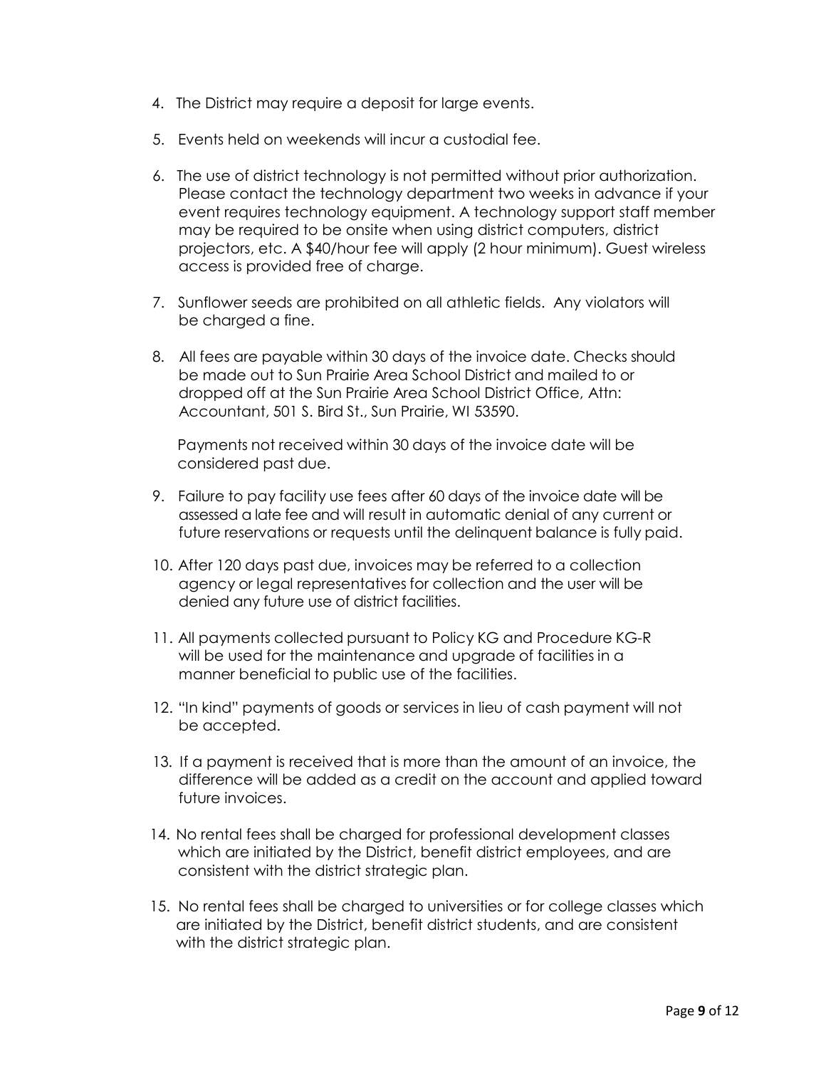4. The District may require a deposit for large events.

5. Events held on weekends will incur a custodial fee.

6. The use of district technology is not permitted without prior authorization. Please contact the technology department two weeks in advance if your event requires technology equipment. A technology support staff member may be required to be onsite when using district computers, district projectors, etc. A $40/hour fee will apply (2 hour minimum). Guest wireless access is provided free of charge.

7. Sunflower seeds are prohibited on all athletic fields. Any violators will be charged a fine.

8. All fees are payable within 30 days of the invoice date. Checks should be made out to Sun Prairie Area School District and mailed to or dropped off at the Sun Prairie Area School District Office, Attn: Accountant, 501 S. Bird St., Sun Prairie, WI 53590.

   Payments not received within 30 days of the invoice date will be considered past due.

9. Failure to pay facility use fees after 60 days of the invoice date will be assessed a late fee and will result in automatic denial of any current or future reservations or requests until the delinquent balance is fully paid.

10. After 120 days past due, invoices may be referred to a collection agency or legal representatives for collection and the user will be denied any future use of district facilities.

11. All payments collected pursuant to Policy KG and Procedure KG-R will be used for the maintenance and upgrade of facilities in a manner beneficial to public use of the facilities.

12. "In kind" payments of goods or services in lieu of cash payment will not be accepted.

13. If a payment is received that is more than the amount of an invoice, the difference will be added as a credit on the account and applied toward future invoices.

14. No rental fees shall be charged for professional development classes which are initiated by the District, benefit district employees, and are consistent with the district strategic plan.

15. No rental fees shall be charged to universities or for college classes which are initiated by the District, benefit district students, and are consistent with the district strategic plan.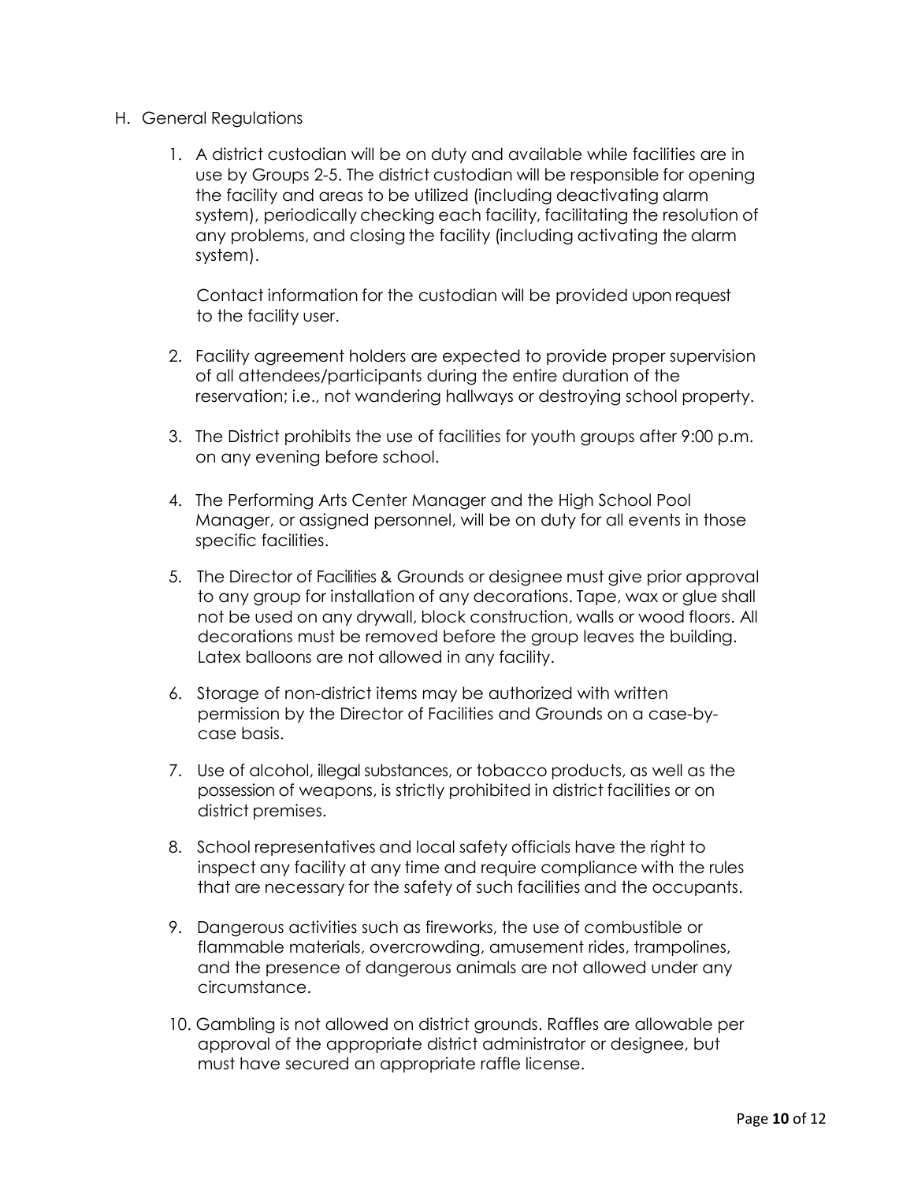H. General Regulations

1. A district custodian will be on duty and available while facilities are in use by Groups 2-5. The district custodian will be responsible for opening the facility and areas to be utilized (including deactivating alarm system), periodically checking each facility, facilitating the resolution of any problems, and closing the facility (including activating the alarm system).

   Contact information for the custodian will be provided upon request to the facility user.

2. Facility agreement holders are expected to provide proper supervision of all attendees/participants during the entire duration of the reservation; i.e., not wandering hallways or destroying school property.

3. The District prohibits the use of facilities for youth groups after 9:00 p.m. on any evening before school.

4. The Performing Arts Center Manager and the High School Pool Manager, or assigned personnel, will be on duty for all events in those specific facilities.

5. The Director of Facilities & Grounds or designee must give prior approval to any group for installation of any decorations. Tape, wax or glue shall not be used on any drywall, block construction, walls or wood floors. All decorations must be removed before the group leaves the building. Latex balloons are not allowed in any facility.

6. Storage of non-district items may be authorized with written permission by the Director of Facilities and Grounds on a case-by-case basis.

7. Use of alcohol, illegal substances, or tobacco products, as well as the possession of weapons, is strictly prohibited in district facilities or on district premises.

8. School representatives and local safety officials have the right to inspect any facility at any time and require compliance with the rules that are necessary for the safety of such facilities and the occupants.

9. Dangerous activities such as fireworks, the use of combustible or flammable materials, overcrowding, amusement rides, trampolines, and the presence of dangerous animals are not allowed under any circumstance.

10. Gambling is not allowed on district grounds. Raffles are allowable per approval of the appropriate district administrator or designee, but must have secured an appropriate raffle license.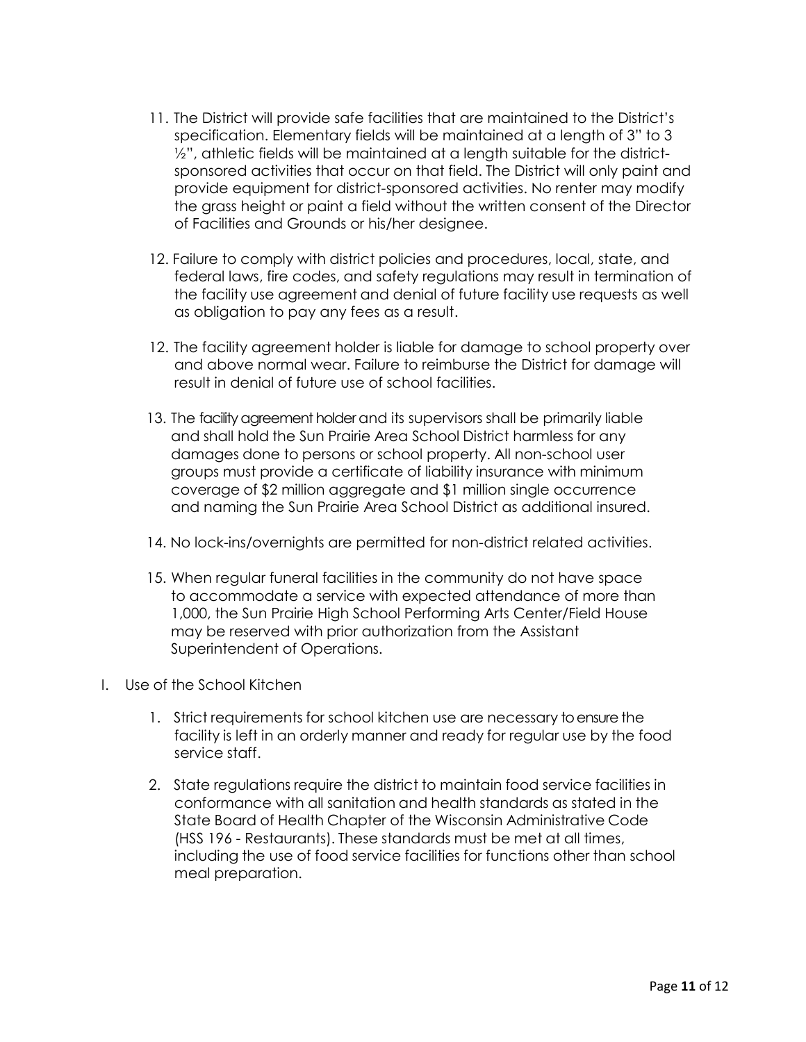11. The District will provide safe facilities that are maintained to the District's specification. Elementary fields will be maintained at a length of 3" to 3 ½", athletic fields will be maintained at a length suitable for the district-sponsored activities that occur on that field. The District will only paint and provide equipment for district-sponsored activities. No renter may modify the grass height or paint a field without the written consent of the Director of Facilities and Grounds or his/her designee.

12. Failure to comply with district policies and procedures, local, state, and federal laws, fire codes, and safety regulations may result in termination of the facility use agreement and denial of future facility use requests as well as obligation to pay any fees as a result.

12. The facility agreement holder is liable for damage to school property over and above normal wear. Failure to reimburse the District for damage will result in denial of future use of school facilities.

13. The facility agreement holder and its supervisors shall be primarily liable and shall hold the Sun Prairie Area School District harmless for any damages done to persons or school property. All non-school user groups must provide a certificate of liability insurance with minimum coverage of $2 million aggregate and $1 million single occurrence and naming the Sun Prairie Area School District as additional insured.

14. No lock-ins/overnights are permitted for non-district related activities.

15. When regular funeral facilities in the community do not have space to accommodate a service with expected attendance of more than 1,000, the Sun Prairie High School Performing Arts Center/Field House may be reserved with prior authorization from the Assistant Superintendent of Operations.

I. Use of the School Kitchen

1. Strict requirements for school kitchen use are necessary to ensure the facility is left in an orderly manner and ready for regular use by the food service staff.

2. State regulations require the district to maintain food service facilities in conformance with all sanitation and health standards as stated in the State Board of Health Chapter of the Wisconsin Administrative Code (HSS 196 - Restaurants). These standards must be met at all times, including the use of food service facilities for functions other than school meal preparation.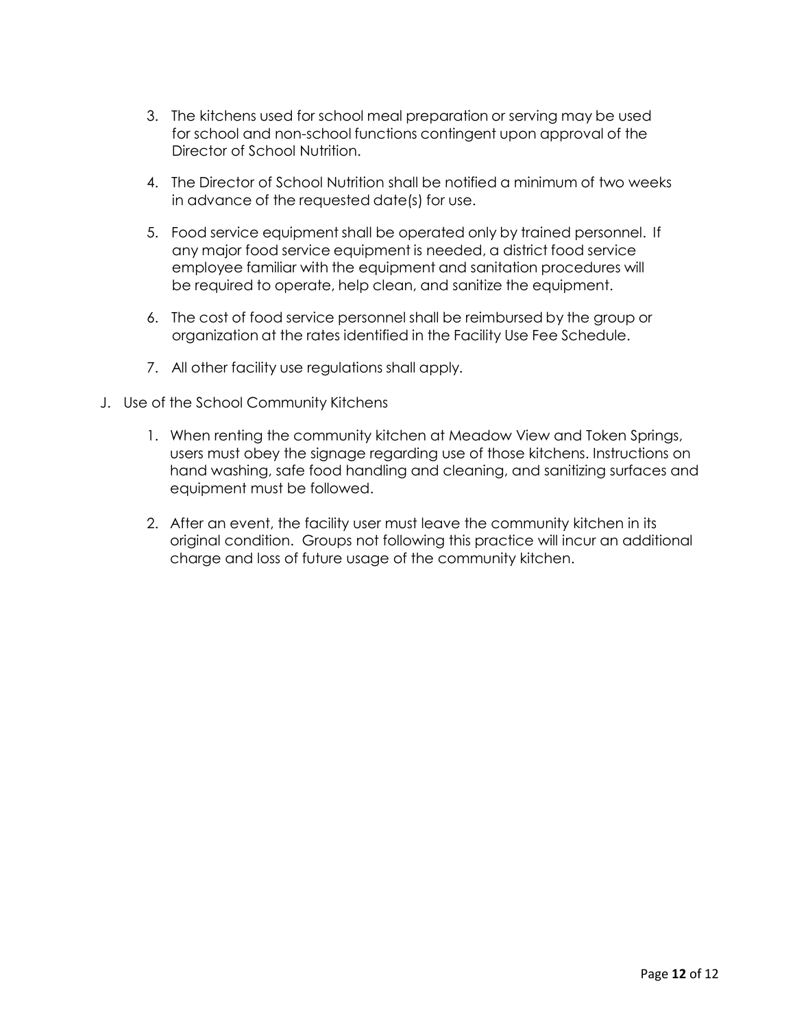3. The kitchens used for school meal preparation or serving may be used for school and non-school functions contingent upon approval of the Director of School Nutrition.

4. The Director of School Nutrition shall be notified a minimum of two weeks in advance of the requested date(s) for use.

5. Food service equipment shall be operated only by trained personnel. If any major food service equipment is needed, a district food service employee familiar with the equipment and sanitation procedures will be required to operate, help clean, and sanitize the equipment.

6. The cost of food service personnel shall be reimbursed by the group or organization at the rates identified in the Facility Use Fee Schedule.

7. All other facility use regulations shall apply.

J. Use of the School Community Kitchens

1. When renting the community kitchen at Meadow View and Token Springs, users must obey the signage regarding use of those kitchens. Instructions on hand washing, safe food handling and cleaning, and sanitizing surfaces and equipment must be followed.

2. After an event, the facility user must leave the community kitchen in its original condition. Groups not following this practice will incur an additional charge and loss of future usage of the community kitchen.